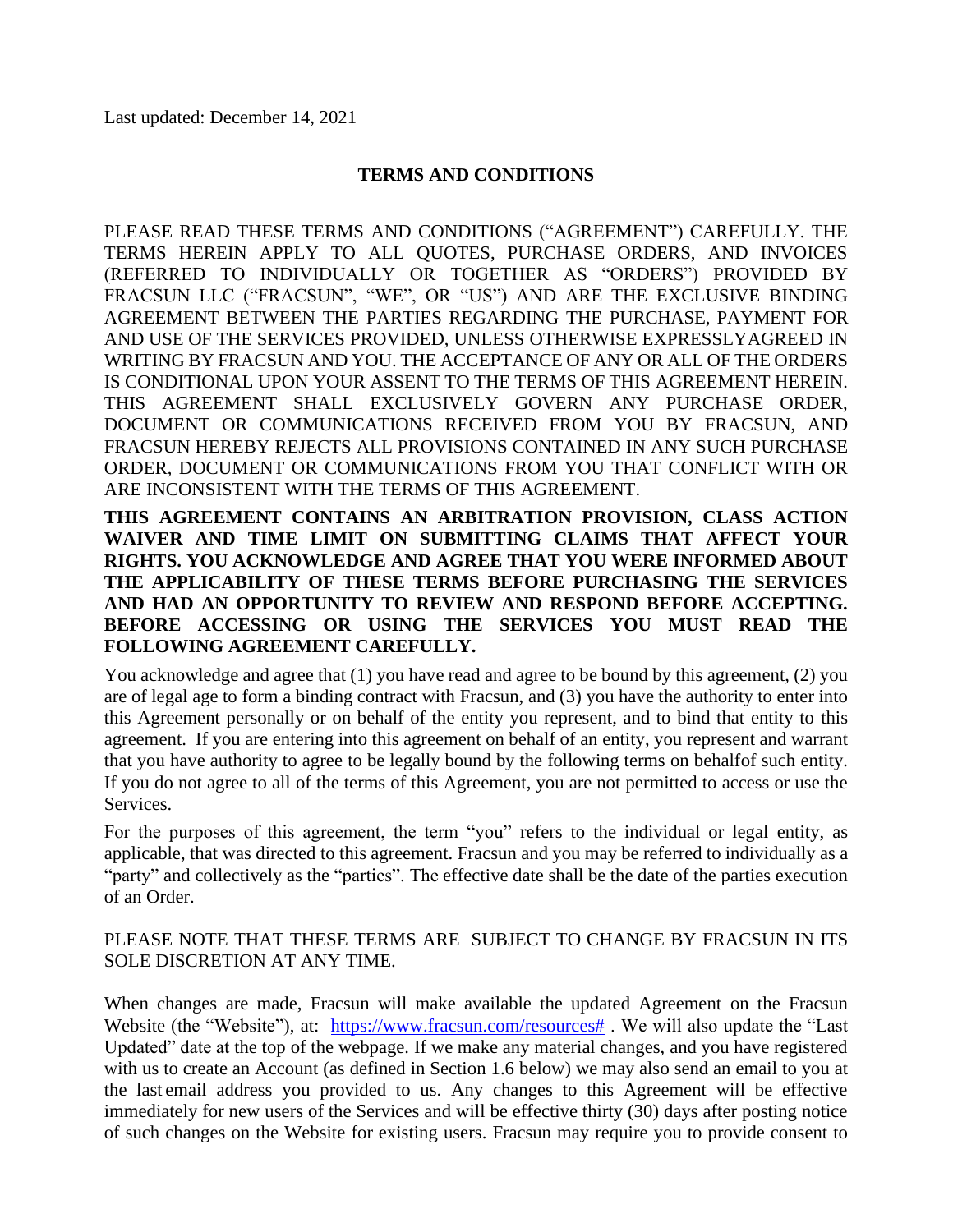Last updated: December 14, 2021

# TERMS AND CONDITIONS

PLEASE READ THESE TERMS AND CONDITIONS ("AGREEMENT") CAREFULLY. THE TERMS HEREIN APPLY TO ALL QUOTES, PURCHASE ORDERS, AND INVOICES (REFERRED TO INDIVIDUALLY OR TOGETHER AS "ORDERS") PROVIDED BY FRACSUN LLC ("FRACSUN", "WE", OR "US") AND ARE THE EXCLUSIVE BINDING AGREEMENT BETWEEN THE PARTIES REGARDING THE PURCHASE, PAYMENT FOR AND USE OF THE SERVICES PROVIDED, UNLESS OTHERWISE EXPRESSLYAGREED IN WRITING BY FRACSUN AND YOU. THE ACCEPTANCE OF ANY OR ALL OF THE ORDERS IS CONDITIONAL UPON YOUR ASSENT TO THE TERMS OF THIS AGREEMENT HEREIN. THIS AGREEMENT SHALL EXCLUSIVELY GOVERN ANY PURCHASE ORDER, DOCUMENT OR COMMUNICATIONS RECEIVED FROM YOU BY FRACSUN, AND FRACSUN HEREBY REJECTS ALL PROVISIONS CONTAINED IN ANY SUCH PURCHASE ORDER, DOCUMENT OR COMMUNICATIONS FROM YOU THAT CONFLICT WITH OR ARE INCONSISTENT WITH THE TERMS OF THIS AGREEMENT.

**THIS AGREEMENT CONTAINS AN ARBITRATION PROVISION, CLASS ACTION WAIVER AND TIME LIMIT ON SUBMITTING CLAIMS THAT AFFECT YOUR RIGHTS. YOU ACKNOWLEDGE AND AGREE THAT YOU WERE INFORMED ABOUT THE APPLICABILITY OF THESE TERMS BEFORE PURCHASING THE SERVICES AND HAD AN OPPORTUNITY TO REVIEW AND RESPOND BEFORE ACCEPTING. BEFORE ACCESSING OR USING THE SERVICES YOU MUST READ THE FOLLOWING AGREEMENT CAREFULLY.**

You acknowledge and agree that (1) you have read and agree to be bound by this agreement, (2) you are of legal age to form a binding contract with Fracsun, and (3) you have the authority to enter into this Agreement personally or on behalf of the entity you represent, and to bind that entity to this agreement. If you are entering into this agreement on behalf of an entity, you represent and warrant that you have authority to agree to be legally bound by the following terms on behalfof such entity. If you do not agree to all of the terms of this Agreement, you are not permitted to access or use the Services.

For the purposes of this agreement, the term "you" refers to the individual or legal entity, as applicable, that was directed to this agreement. Fracsun and you may be referred to individually as a "party" and collectively as the "parties". The effective date shall be the date of the parties execution of an Order.

PLEASE NOTE THAT THESE TERMS ARE SUBJECT TO CHANGE BY FRACSUN IN ITS SOLE DISCRETION AT ANY TIME.

When changes are made, Fracsun will make available the updated Agreement on the Fracsun Website (the "Website"), at: [https://www.fracsun.com/resources#](https://www.fracsun.com/resources#) . We will also update the "Last Updated" date at the top of the webpage. If we make any material changes, and you have registered with us to create an Account (as defined in Section 1.6 below) we may also send an email to you at the last email address you provided to us. Any changes to this Agreement will be effective immediately for new users of the Services and will be effective thirty (30) days after posting notice of such changes on the Website for existing users. Fracsun may require you to provide consent to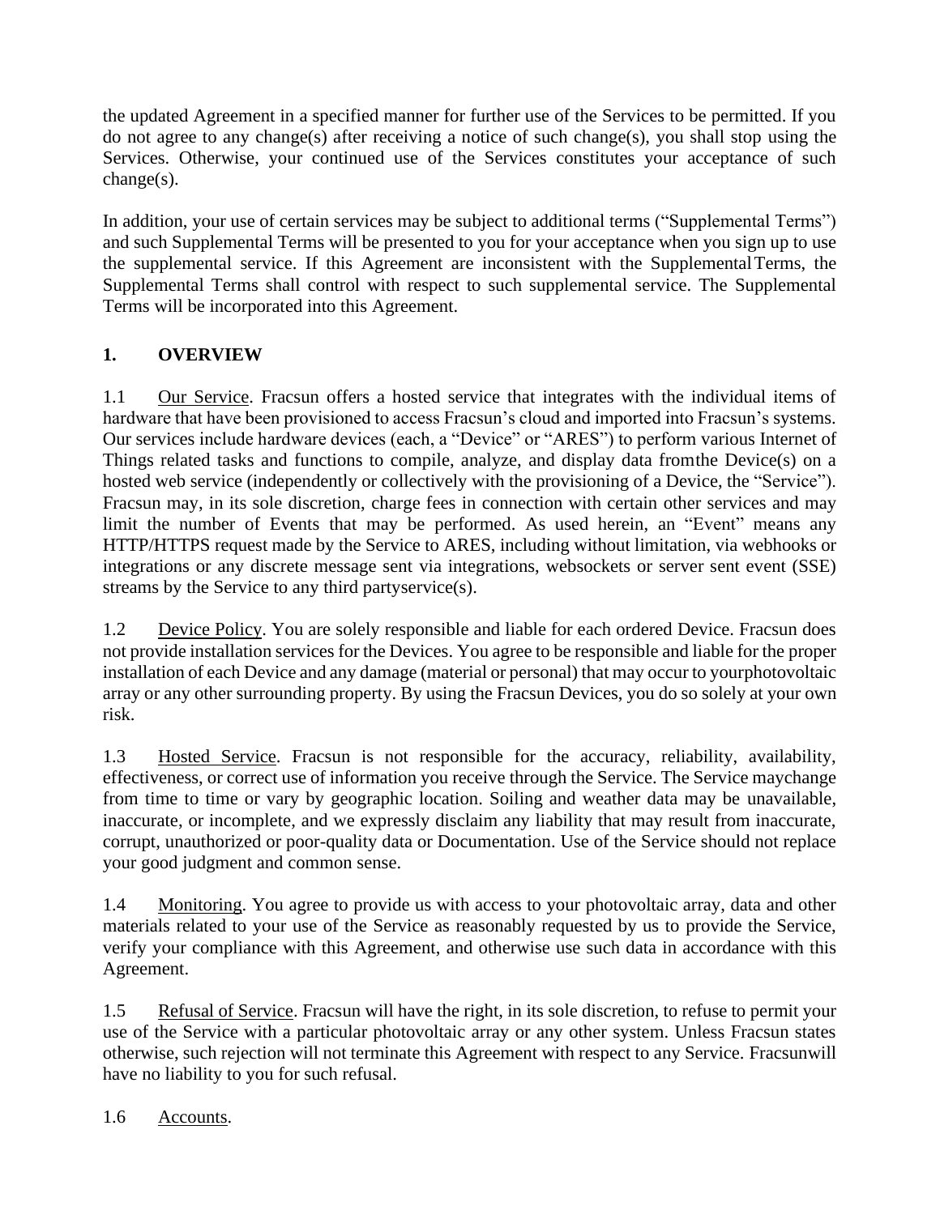the updated Agreement in a specified manner for further use of the Services to be permitted. If you do not agree to any change(s) after receiving a notice of such change(s), you shall stop using the Services. Otherwise, your continued use of the Services constitutes your acceptance of such change(s).

In addition, your use of certain services may be subject to additional terms ("Supplemental Terms") and such Supplemental Terms will be presented to you for your acceptance when you sign up to use the supplemental service. If this Agreement are inconsistent with the Supplemental Terms, the Supplemental Terms shall control with respect to such supplemental service. The Supplemental Terms will be incorporated into this Agreement.

## 1. OVERVIEW

1.1 Our Service. Fracsun offers a hosted service that integrates with the individual items of hardware that have been provisioned to access Fracsun's cloud and imported into Fracsun's systems. Our services include hardware devices (each, a "Device" or "ARES") to perform various Internet of Things related tasks and functions to compile, analyze, and display data from the Device(s) on a hosted web service (independently or collectively with the provisioning of a Device, the "Service"). Fracsun may, in its sole discretion, charge fees in connection with certain other services and may limit the number of Events that may be performed. As used herein, an "Event" means any HTTP/HTTPS request made by the Service to ARES, including without limitation, via webhooks or integrations or any discrete message sent via integrations, websockets or server sent event (SSE) streams by the Service to any third party service(s).

1.2 Device Policy. You are solely responsible and liable for each ordered Device. Fracsun does not provide installation services for the Devices. You agree to be responsible and liable for the proper installation of each Device and any damage (material or personal) that may occur to your photovoltaic array or any other surrounding property. By using the Fracsun Devices, you do so solely at your own risk.

1.3 Hosted Service. Fracsun is not responsible for the accuracy, reliability, availability, effectiveness, or correct use of information you receive through the Service. The Service may change from time to time or vary by geographic location. Soiling and weather data may be unavailable, inaccurate, or incomplete, and we expressly disclaim any liability that may result from inaccurate, corrupt, unauthorized or poor-quality data or Documentation. Use of the Service should not replace your good judgment and common sense.

1.4 Monitoring. You agree to provide us with access to your photovoltaic array, data and other materials related to your use of the Service as reasonably requested by us to provide the Service, verify your compliance with this Agreement, and otherwise use such data in accordance with this Agreement.

1.5 Refusal of Service. Fracsun will have the right, in its sole discretion, to refuse to permit your use of the Service with a particular photovoltaic array or any other system. Unless Fracsun states otherwise, such rejection will not terminate this Agreement with respect to any Service. Fracsun will have no liability to you for such refusal.

1.6 Accounts.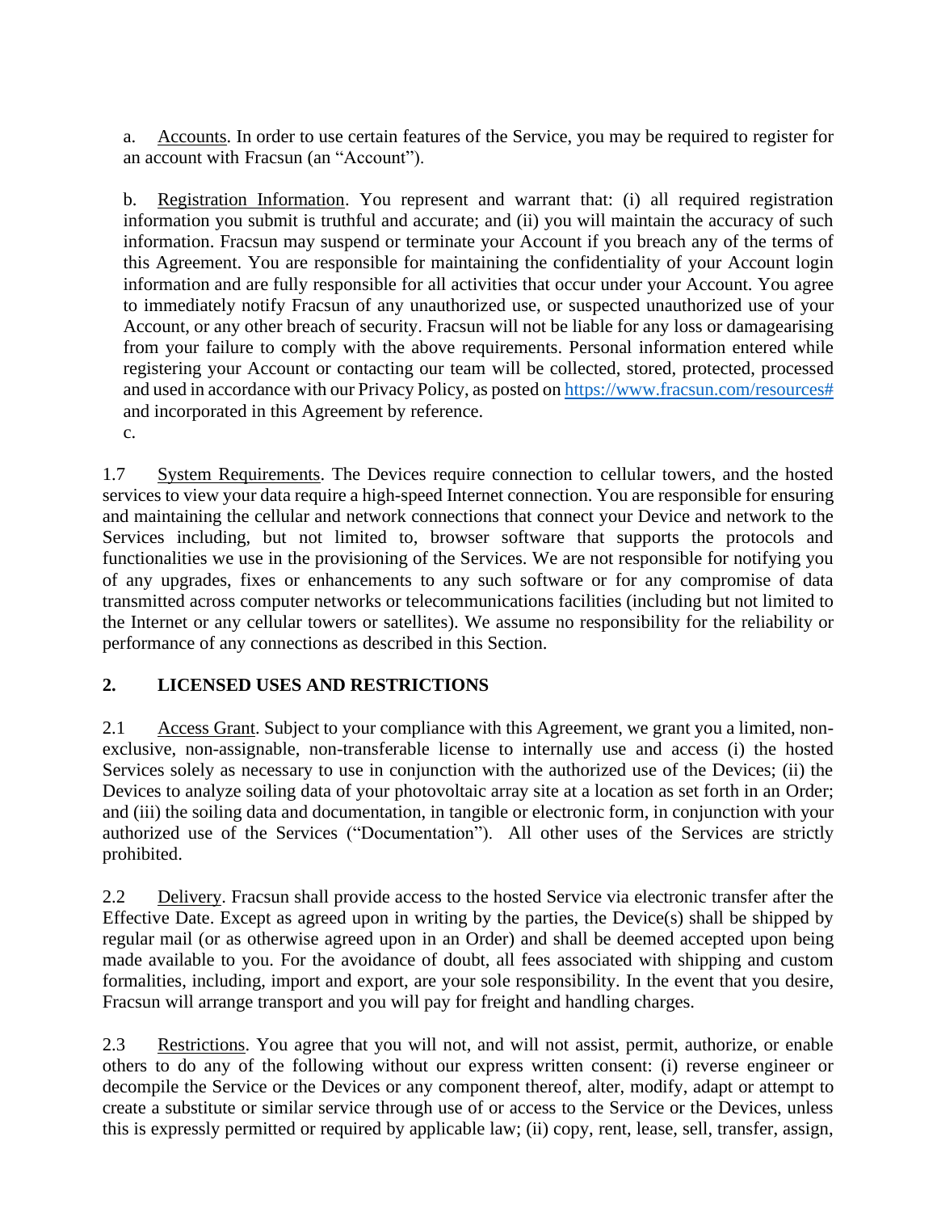a. Accounts. In order to use certain features of the Service, you may be required to register for an account with Fracsun (an "Account").

b. Registration Information. You represent and warrant that: (i) all required registration information you submit is truthful and accurate; and (ii) you will maintain the accuracy of such information. Fracsun may suspend or terminate your Account if you breach any of the terms of this Agreement. You are responsible for maintaining the confidentiality of your Account login information and are fully responsible for all activities that occur under your Account. You agree to immediately notify Fracsun of any unauthorized use, or suspected unauthorized use of your Account, or any other breach of security. Fracsun will not be liable for any loss or damagearising from your failure to comply with the above requirements. Personal information entered while registering your Account or contacting our team will be collected, stored, protected, processed and used in accordance with our Privacy Policy, as posted on [https://www.fracsun.com/resources#](https://www.fracsun.com/resources#) and incorporated in this Agreement by reference.

c.

1.7 System Requirements. The Devices require connection to cellular towers, and the hosted services to view your data require a high-speed Internet connection. You are responsible for ensuring and maintaining the cellular and network connections that connect your Device and network to the Services including, but not limited to, browser software that supports the protocols and functionalities we use in the provisioning of the Services. We are not responsible for notifying you of any upgrades, fixes or enhancements to any such software or for any compromise of data transmitted across computer networks or telecommunications facilities (including but not limited to the Internet or any cellular towers or satellites). We assume no responsibility for the reliability or performance of any connections as described in this Section.

## 2. LICENSED USES AND RESTRICTIONS

2.1 Access Grant. Subject to your compliance with this Agreement, we grant you a limited, non-exclusive, non-assignable, non-transferable license to internally use and access (i) the hosted Services solely as necessary to use in conjunction with the authorized use of the Devices; (ii) the Devices to analyze soiling data of your photovoltaic array site at a location as set forth in an Order; and (iii) the soiling data and documentation, in tangible or electronic form, in conjunction with your authorized use of the Services ("Documentation"). All other uses of the Services are strictly prohibited.

2.2 Delivery. Fracsun shall provide access to the hosted Service via electronic transfer after the Effective Date. Except as agreed upon in writing by the parties, the Device(s) shall be shipped by regular mail (or as otherwise agreed upon in an Order) and shall be deemed accepted upon being made available to you. For the avoidance of doubt, all fees associated with shipping and custom formalities, including, import and export, are your sole responsibility. In the event that you desire, Fracsun will arrange transport and you will pay for freight and handling charges.

2.3 Restrictions. You agree that you will not, and will not assist, permit, authorize, or enable others to do any of the following without our express written consent: (i) reverse engineer or decompile the Service or the Devices or any component thereof, alter, modify, adapt or attempt to create a substitute or similar service through use of or access to the Service or the Devices, unless this is expressly permitted or required by applicable law; (ii) copy, rent, lease, sell, transfer, assign,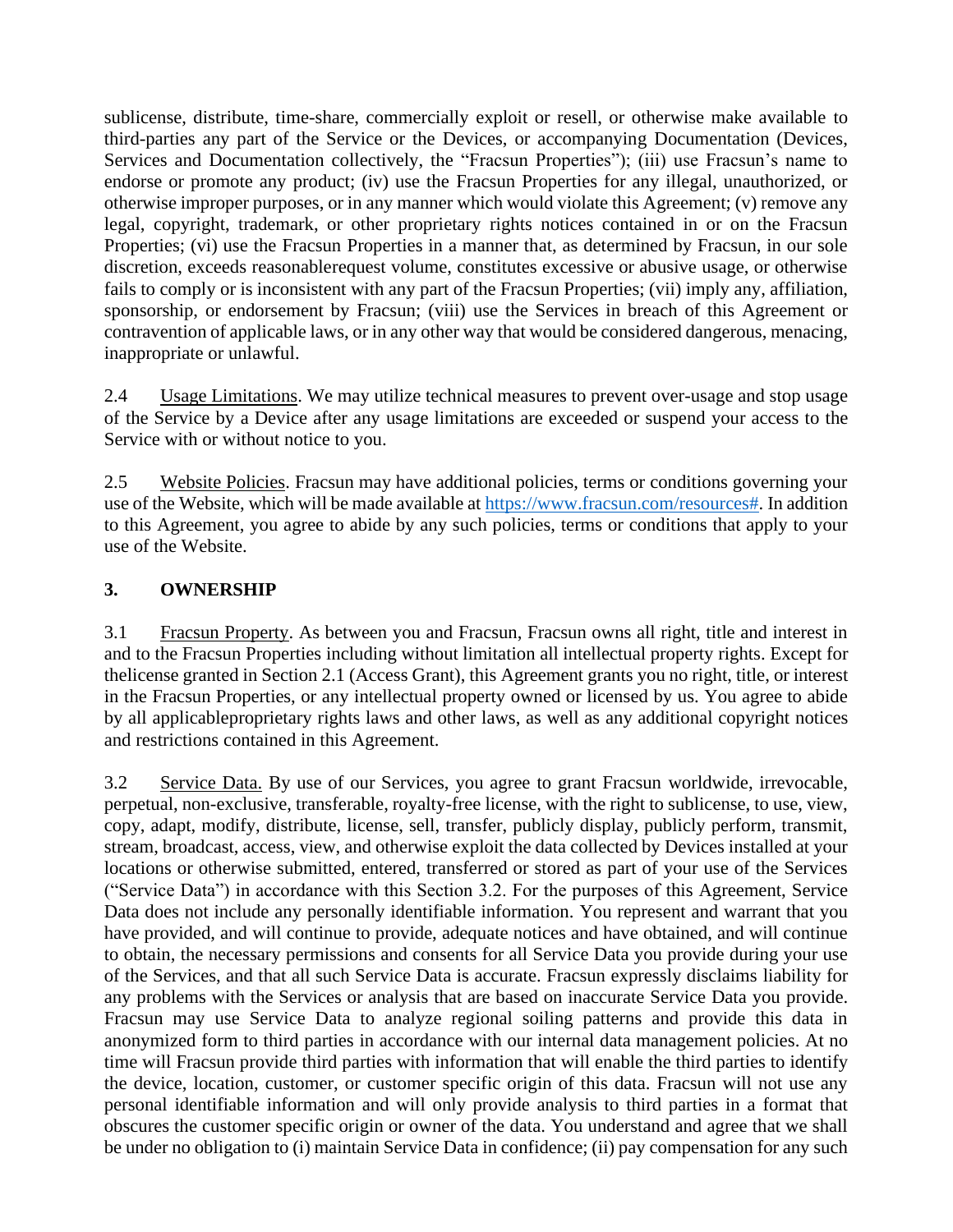sublicense, distribute, time-share, commercially exploit or resell, or otherwise make available to third-parties any part of the Service or the Devices, or accompanying Documentation (Devices, Services and Documentation collectively, the "Fracsun Properties"); (iii) use Fracsun's name to endorse or promote any product; (iv) use the Fracsun Properties for any illegal, unauthorized, or otherwise improper purposes, or in any manner which would violate this Agreement; (v) remove any legal, copyright, trademark, or other proprietary rights notices contained in or on the Fracsun Properties; (vi) use the Fracsun Properties in a manner that, as determined by Fracsun, in our sole discretion, exceeds reasonablerequest volume, constitutes excessive or abusive usage, or otherwise fails to comply or is inconsistent with any part of the Fracsun Properties; (vii) imply any, affiliation, sponsorship, or endorsement by Fracsun; (viii) use the Services in breach of this Agreement or contravention of applicable laws, or in any other way that would be considered dangerous, menacing, inappropriate or unlawful.

2.4 Usage Limitations. We may utilize technical measures to prevent over-usage and stop usage of the Service by a Device after any usage limitations are exceeded or suspend your access to the Service with or without notice to you.

2.5 Website Policies. Fracsun may have additional policies, terms or conditions governing your use of the Website, which will be made available at https://www.fracsun.com/resources#. In addition to this Agreement, you agree to abide by any such policies, terms or conditions that apply to your use of the Website.

## 3. OWNERSHIP

3.1 Fracsun Property. As between you and Fracsun, Fracsun owns all right, title and interest in and to the Fracsun Properties including without limitation all intellectual property rights. Except for thelicense granted in Section 2.1 (Access Grant), this Agreement grants you no right, title, or interest in the Fracsun Properties, or any intellectual property owned or licensed by us. You agree to abide by all applicableproprietary rights laws and other laws, as well as any additional copyright notices and restrictions contained in this Agreement.

3.2 Service Data. By use of our Services, you agree to grant Fracsun worldwide, irrevocable, perpetual, non-exclusive, transferable, royalty-free license, with the right to sublicense, to use, view, copy, adapt, modify, distribute, license, sell, transfer, publicly display, publicly perform, transmit, stream, broadcast, access, view, and otherwise exploit the data collected by Devices installed at your locations or otherwise submitted, entered, transferred or stored as part of your use of the Services ("Service Data") in accordance with this Section 3.2. For the purposes of this Agreement, Service Data does not include any personally identifiable information. You represent and warrant that you have provided, and will continue to provide, adequate notices and have obtained, and will continue to obtain, the necessary permissions and consents for all Service Data you provide during your use of the Services, and that all such Service Data is accurate. Fracsun expressly disclaims liability for any problems with the Services or analysis that are based on inaccurate Service Data you provide. Fracsun may use Service Data to analyze regional soiling patterns and provide this data in anonymized form to third parties in accordance with our internal data management policies. At no time will Fracsun provide third parties with information that will enable the third parties to identify the device, location, customer, or customer specific origin of this data. Fracsun will not use any personal identifiable information and will only provide analysis to third parties in a format that obscures the customer specific origin or owner of the data. You understand and agree that we shall be under no obligation to (i) maintain Service Data in confidence; (ii) pay compensation for any such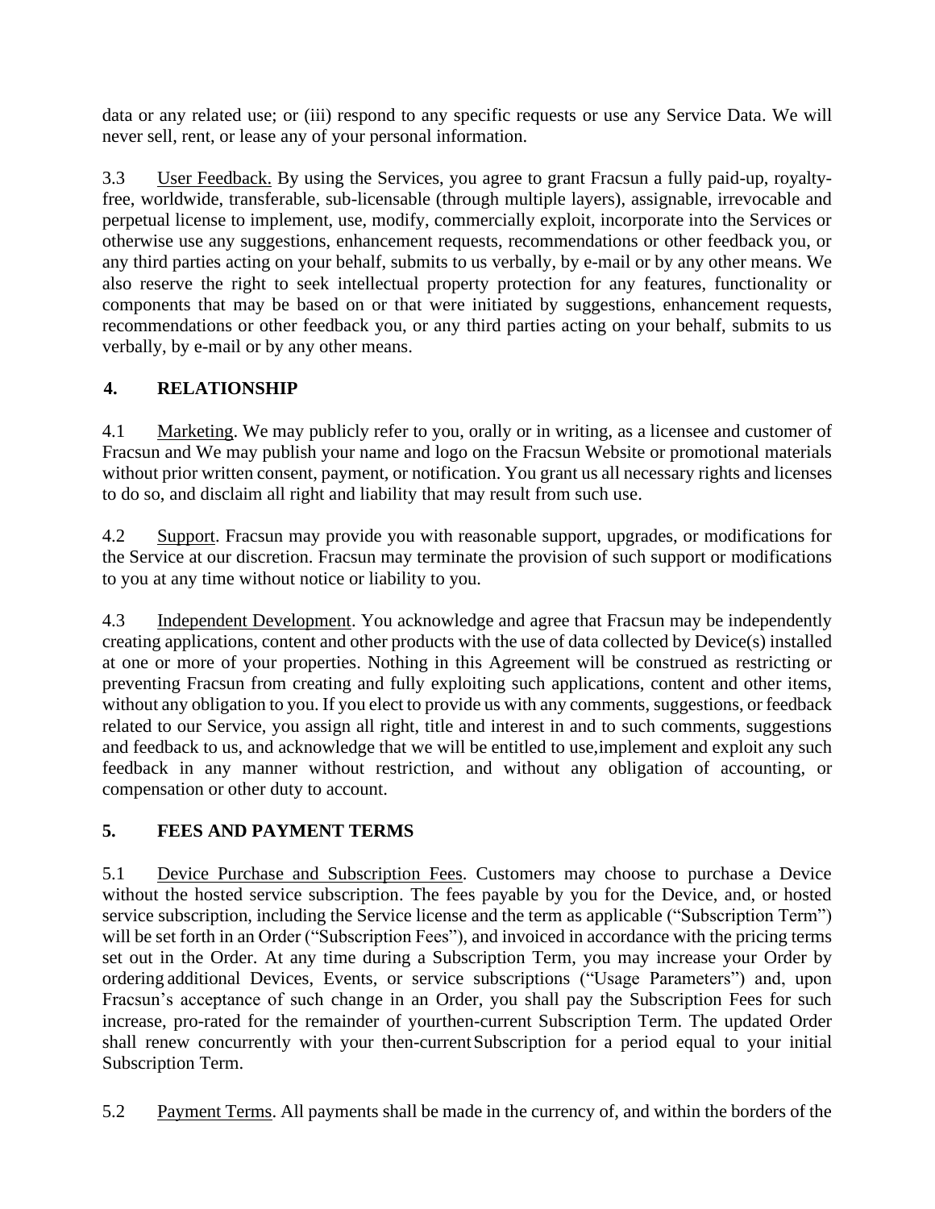data or any related use; or (iii) respond to any specific requests or use any Service Data. We will never sell, rent, or lease any of your personal information.

3.3 User Feedback. By using the Services, you agree to grant Fracsun a fully paid-up, royalty-free, worldwide, transferable, sub-licensable (through multiple layers), assignable, irrevocable and perpetual license to implement, use, modify, commercially exploit, incorporate into the Services or otherwise use any suggestions, enhancement requests, recommendations or other feedback you, or any third parties acting on your behalf, submits to us verbally, by e-mail or by any other means. We also reserve the right to seek intellectual property protection for any features, functionality or components that may be based on or that were initiated by suggestions, enhancement requests, recommendations or other feedback you, or any third parties acting on your behalf, submits to us verbally, by e-mail or by any other means.

## 4. RELATIONSHIP

4.1 Marketing. We may publicly refer to you, orally or in writing, as a licensee and customer of Fracsun and We may publish your name and logo on the Fracsun Website or promotional materials without prior written consent, payment, or notification. You grant us all necessary rights and licenses to do so, and disclaim all right and liability that may result from such use.

4.2 Support. Fracsun may provide you with reasonable support, upgrades, or modifications for the Service at our discretion. Fracsun may terminate the provision of such support or modifications to you at any time without notice or liability to you.

4.3 Independent Development. You acknowledge and agree that Fracsun may be independently creating applications, content and other products with the use of data collected by Device(s) installed at one or more of your properties. Nothing in this Agreement will be construed as restricting or preventing Fracsun from creating and fully exploiting such applications, content and other items, without any obligation to you. If you elect to provide us with any comments, suggestions, or feedback related to our Service, you assign all right, title and interest in and to such comments, suggestions and feedback to us, and acknowledge that we will be entitled to use,implement and exploit any such feedback in any manner without restriction, and without any obligation of accounting, or compensation or other duty to account.

## 5. FEES AND PAYMENT TERMS

5.1 Device Purchase and Subscription Fees. Customers may choose to purchase a Device without the hosted service subscription. The fees payable by you for the Device, and, or hosted service subscription, including the Service license and the term as applicable ("Subscription Term") will be set forth in an Order ("Subscription Fees"), and invoiced in accordance with the pricing terms set out in the Order. At any time during a Subscription Term, you may increase your Order by ordering additional Devices, Events, or service subscriptions ("Usage Parameters") and, upon Fracsun's acceptance of such change in an Order, you shall pay the Subscription Fees for such increase, pro-rated for the remainder of yourthen-current Subscription Term. The updated Order shall renew concurrently with your then-current Subscription for a period equal to your initial Subscription Term.

5.2 Payment Terms. All payments shall be made in the currency of, and within the borders of the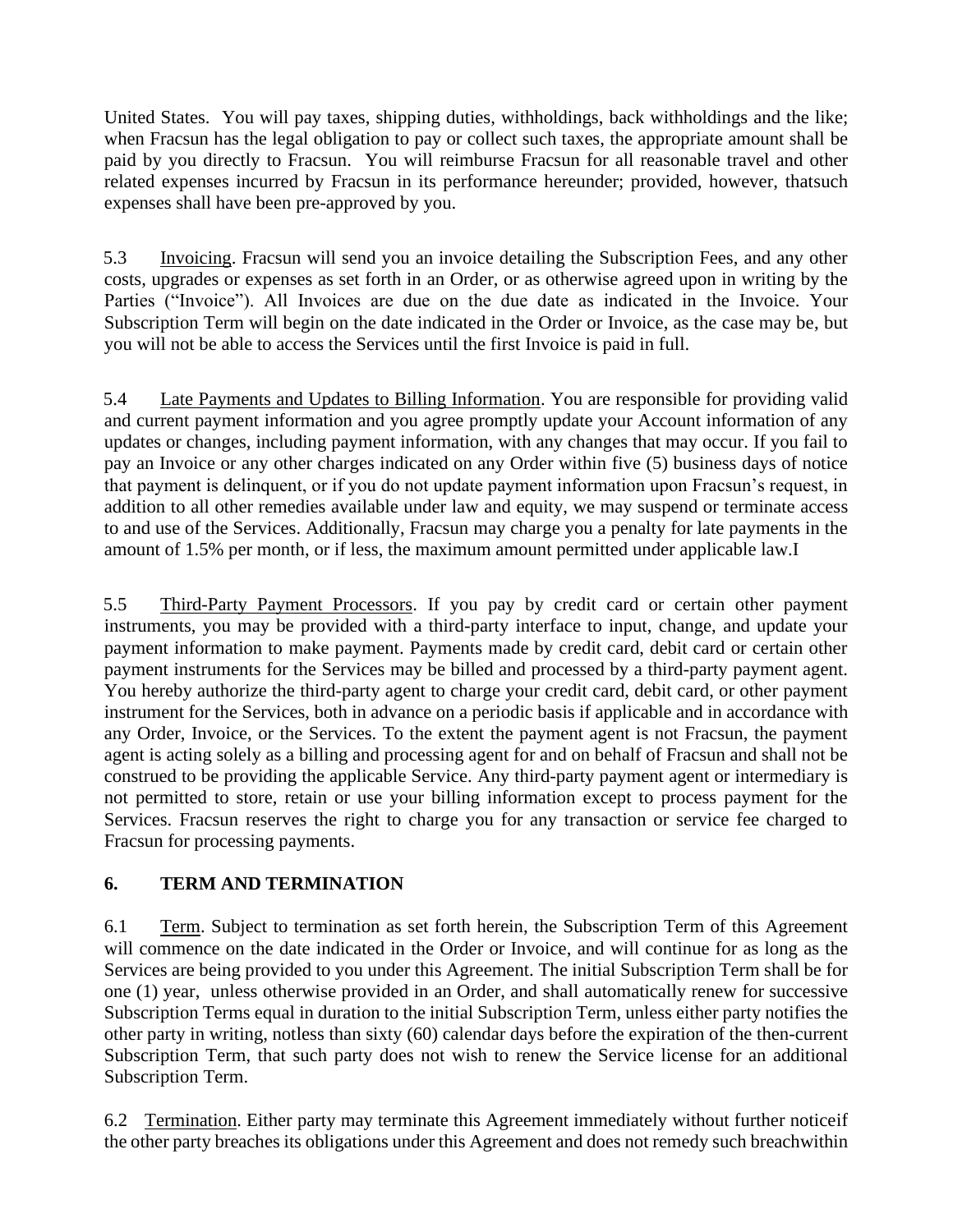United States. You will pay taxes, shipping duties, withholdings, back withholdings and the like; when Fracsun has the legal obligation to pay or collect such taxes, the appropriate amount shall be paid by you directly to Fracsun. You will reimburse Fracsun for all reasonable travel and other related expenses incurred by Fracsun in its performance hereunder; provided, however, thatsuch expenses shall have been pre-approved by you.

5.3 Invoicing. Fracsun will send you an invoice detailing the Subscription Fees, and any other costs, upgrades or expenses as set forth in an Order, or as otherwise agreed upon in writing by the Parties ("Invoice"). All Invoices are due on the due date as indicated in the Invoice. Your Subscription Term will begin on the date indicated in the Order or Invoice, as the case may be, but you will not be able to access the Services until the first Invoice is paid in full.

5.4 Late Payments and Updates to Billing Information. You are responsible for providing valid and current payment information and you agree promptly update your Account information of any updates or changes, including payment information, with any changes that may occur. If you fail to pay an Invoice or any other charges indicated on any Order within five (5) business days of notice that payment is delinquent, or if you do not update payment information upon Fracsun's request, in addition to all other remedies available under law and equity, we may suspend or terminate access to and use of the Services. Additionally, Fracsun may charge you a penalty for late payments in the amount of 1.5% per month, or if less, the maximum amount permitted under applicable law.I

5.5 Third-Party Payment Processors. If you pay by credit card or certain other payment instruments, you may be provided with a third-party interface to input, change, and update your payment information to make payment. Payments made by credit card, debit card or certain other payment instruments for the Services may be billed and processed by a third-party payment agent. You hereby authorize the third-party agent to charge your credit card, debit card, or other payment instrument for the Services, both in advance on a periodic basis if applicable and in accordance with any Order, Invoice, or the Services. To the extent the payment agent is not Fracsun, the payment agent is acting solely as a billing and processing agent for and on behalf of Fracsun and shall not be construed to be providing the applicable Service. Any third-party payment agent or intermediary is not permitted to store, retain or use your billing information except to process payment for the Services. Fracsun reserves the right to charge you for any transaction or service fee charged to Fracsun for processing payments.

## 6. TERM AND TERMINATION

6.1 Term. Subject to termination as set forth herein, the Subscription Term of this Agreement will commence on the date indicated in the Order or Invoice, and will continue for as long as the Services are being provided to you under this Agreement. The initial Subscription Term shall be for one (1) year, unless otherwise provided in an Order, and shall automatically renew for successive Subscription Terms equal in duration to the initial Subscription Term, unless either party notifies the other party in writing, notless than sixty (60) calendar days before the expiration of the then-current Subscription Term, that such party does not wish to renew the Service license for an additional Subscription Term.

6.2 Termination. Either party may terminate this Agreement immediately without further noticeif the other party breaches its obligations under this Agreement and does not remedy such breachwithin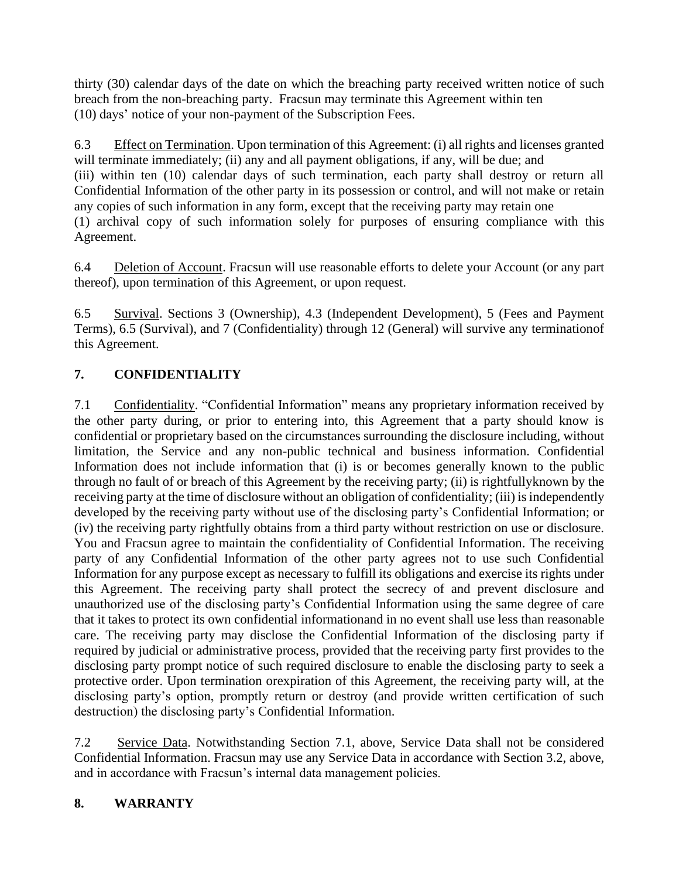thirty (30) calendar days of the date on which the breaching party received written notice of such breach from the non-breaching party. Fracsun may terminate this Agreement within ten (10) days' notice of your non-payment of the Subscription Fees.

6.3 Effect on Termination. Upon termination of this Agreement: (i) all rights and licenses granted will terminate immediately; (ii) any and all payment obligations, if any, will be due; and (iii) within ten (10) calendar days of such termination, each party shall destroy or return all Confidential Information of the other party in its possession or control, and will not make or retain any copies of such information in any form, except that the receiving party may retain one (1) archival copy of such information solely for purposes of ensuring compliance with this Agreement.

6.4 Deletion of Account. Fracsun will use reasonable efforts to delete your Account (or any part thereof), upon termination of this Agreement, or upon request.

6.5 Survival. Sections 3 (Ownership), 4.3 (Independent Development), 5 (Fees and Payment Terms), 6.5 (Survival), and 7 (Confidentiality) through 12 (General) will survive any terminationof this Agreement.

## 7. CONFIDENTIALITY

7.1 Confidentiality. "Confidential Information" means any proprietary information received by the other party during, or prior to entering into, this Agreement that a party should know is confidential or proprietary based on the circumstances surrounding the disclosure including, without limitation, the Service and any non-public technical and business information. Confidential Information does not include information that (i) is or becomes generally known to the public through no fault of or breach of this Agreement by the receiving party; (ii) is rightfullyknown by the receiving party at the time of disclosure without an obligation of confidentiality; (iii) is independently developed by the receiving party without use of the disclosing party's Confidential Information; or (iv) the receiving party rightfully obtains from a third party without restriction on use or disclosure. You and Fracsun agree to maintain the confidentiality of Confidential Information. The receiving party of any Confidential Information of the other party agrees not to use such Confidential Information for any purpose except as necessary to fulfill its obligations and exercise its rights under this Agreement. The receiving party shall protect the secrecy of and prevent disclosure and unauthorized use of the disclosing party's Confidential Information using the same degree of care that it takes to protect its own confidential informationand in no event shall use less than reasonable care. The receiving party may disclose the Confidential Information of the disclosing party if required by judicial or administrative process, provided that the receiving party first provides to the disclosing party prompt notice of such required disclosure to enable the disclosing party to seek a protective order. Upon termination orexpiration of this Agreement, the receiving party will, at the disclosing party's option, promptly return or destroy (and provide written certification of such destruction) the disclosing party's Confidential Information.

7.2 Service Data. Notwithstanding Section 7.1, above, Service Data shall not be considered Confidential Information. Fracsun may use any Service Data in accordance with Section 3.2, above, and in accordance with Fracsun's internal data management policies.

## 8. WARRANTY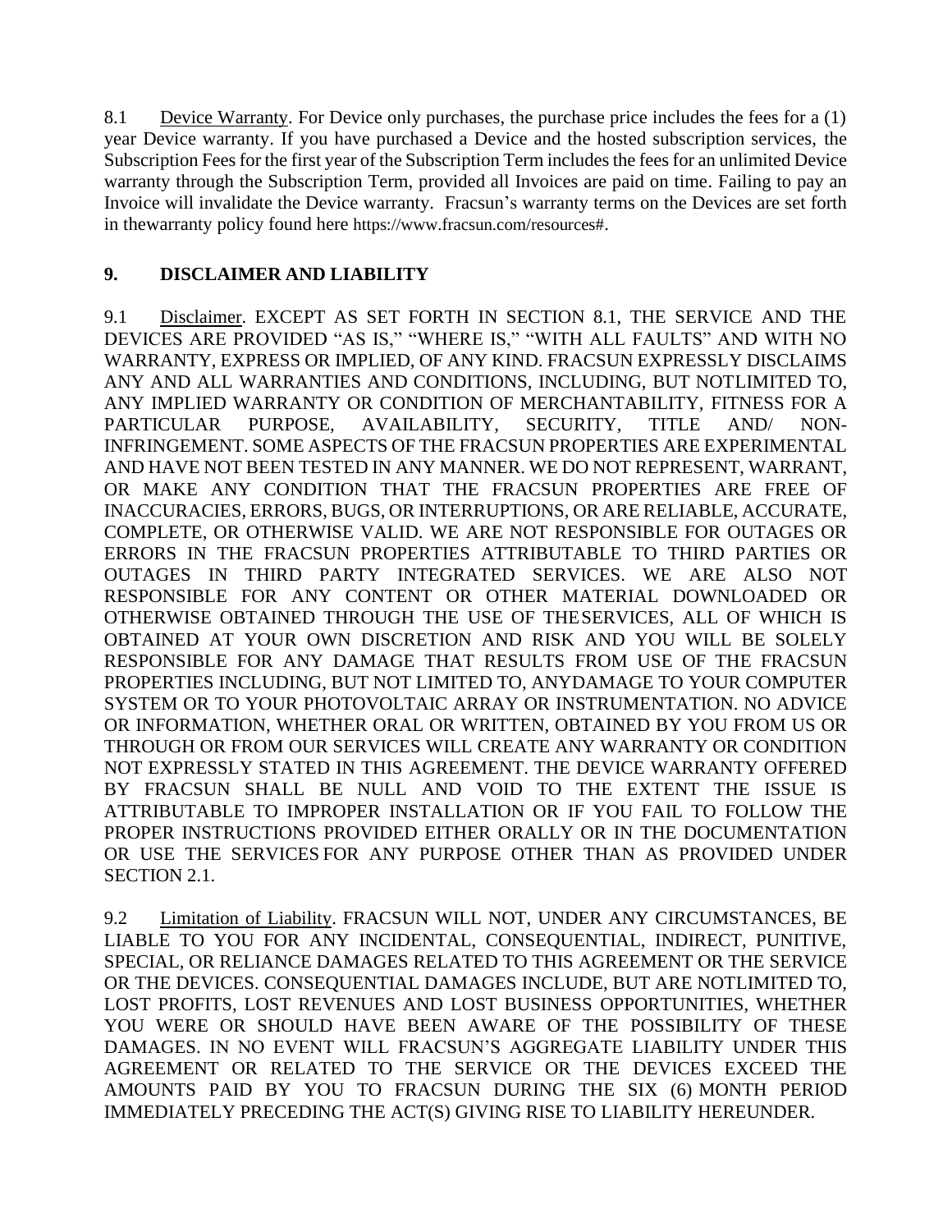8.1 Device Warranty. For Device only purchases, the purchase price includes the fees for a (1) year Device warranty. If you have purchased a Device and the hosted subscription services, the Subscription Fees for the first year of the Subscription Term includes the fees for an unlimited Device warranty through the Subscription Term, provided all Invoices are paid on time. Failing to pay an Invoice will invalidate the Device warranty. Fracsun's warranty terms on the Devices are set forth in thewarranty policy found here https://www.fracsun.com/resources#.

## 9. DISCLAIMER AND LIABILITY

9.1 Disclaimer. EXCEPT AS SET FORTH IN SECTION 8.1, THE SERVICE AND THE DEVICES ARE PROVIDED "AS IS," "WHERE IS," "WITH ALL FAULTS" AND WITH NO WARRANTY, EXPRESS OR IMPLIED, OF ANY KIND. FRACSUN EXPRESSLY DISCLAIMS ANY AND ALL WARRANTIES AND CONDITIONS, INCLUDING, BUT NOTLIMITED TO, ANY IMPLIED WARRANTY OR CONDITION OF MERCHANTABILITY, FITNESS FOR A PARTICULAR PURPOSE, AVAILABILITY, SECURITY, TITLE AND/ NON-INFRINGEMENT. SOME ASPECTS OF THE FRACSUN PROPERTIES ARE EXPERIMENTAL AND HAVE NOT BEEN TESTED IN ANY MANNER. WE DO NOT REPRESENT, WARRANT, OR MAKE ANY CONDITION THAT THE FRACSUN PROPERTIES ARE FREE OF INACCURACIES, ERRORS, BUGS, OR INTERRUPTIONS, OR ARE RELIABLE, ACCURATE, COMPLETE, OR OTHERWISE VALID. WE ARE NOT RESPONSIBLE FOR OUTAGES OR ERRORS IN THE FRACSUN PROPERTIES ATTRIBUTABLE TO THIRD PARTIES OR OUTAGES IN THIRD PARTY INTEGRATED SERVICES. WE ARE ALSO NOT RESPONSIBLE FOR ANY CONTENT OR OTHER MATERIAL DOWNLOADED OR OTHERWISE OBTAINED THROUGH THE USE OF THESERVICES, ALL OF WHICH IS OBTAINED AT YOUR OWN DISCRETION AND RISK AND YOU WILL BE SOLELY RESPONSIBLE FOR ANY DAMAGE THAT RESULTS FROM USE OF THE FRACSUN PROPERTIES INCLUDING, BUT NOT LIMITED TO, ANYDAMAGE TO YOUR COMPUTER SYSTEM OR TO YOUR PHOTOVOLTAIC ARRAY OR INSTRUMENTATION. NO ADVICE OR INFORMATION, WHETHER ORAL OR WRITTEN, OBTAINED BY YOU FROM US OR THROUGH OR FROM OUR SERVICES WILL CREATE ANY WARRANTY OR CONDITION NOT EXPRESSLY STATED IN THIS AGREEMENT. THE DEVICE WARRANTY OFFERED BY FRACSUN SHALL BE NULL AND VOID TO THE EXTENT THE ISSUE IS ATTRIBUTABLE TO IMPROPER INSTALLATION OR IF YOU FAIL TO FOLLOW THE PROPER INSTRUCTIONS PROVIDED EITHER ORALLY OR IN THE DOCUMENTATION OR USE THE SERVICES FOR ANY PURPOSE OTHER THAN AS PROVIDED UNDER SECTION 2.1.

9.2 Limitation of Liability. FRACSUN WILL NOT, UNDER ANY CIRCUMSTANCES, BE LIABLE TO YOU FOR ANY INCIDENTAL, CONSEQUENTIAL, INDIRECT, PUNITIVE, SPECIAL, OR RELIANCE DAMAGES RELATED TO THIS AGREEMENT OR THE SERVICE OR THE DEVICES. CONSEQUENTIAL DAMAGES INCLUDE, BUT ARE NOTLIMITED TO, LOST PROFITS, LOST REVENUES AND LOST BUSINESS OPPORTUNITIES, WHETHER YOU WERE OR SHOULD HAVE BEEN AWARE OF THE POSSIBILITY OF THESE DAMAGES. IN NO EVENT WILL FRACSUN'S AGGREGATE LIABILITY UNDER THIS AGREEMENT OR RELATED TO THE SERVICE OR THE DEVICES EXCEED THE AMOUNTS PAID BY YOU TO FRACSUN DURING THE SIX (6) MONTH PERIOD IMMEDIATELY PRECEDING THE ACT(S) GIVING RISE TO LIABILITY HEREUNDER.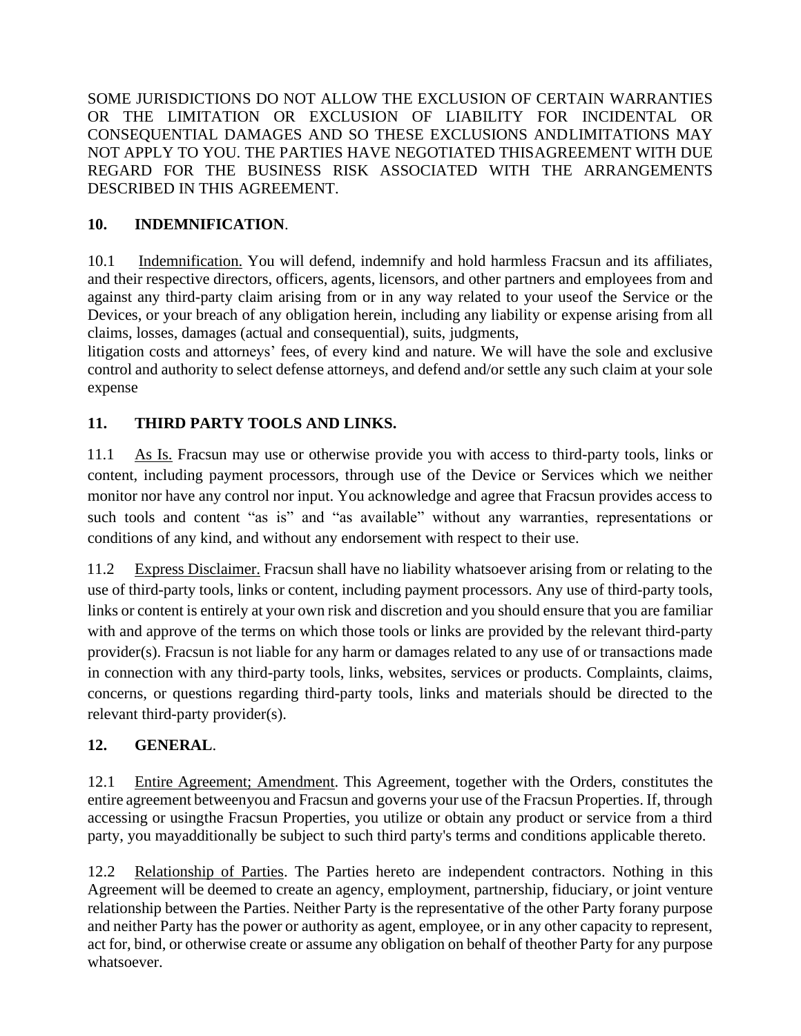SOME JURISDICTIONS DO NOT ALLOW THE EXCLUSION OF CERTAIN WARRANTIES OR THE LIMITATION OR EXCLUSION OF LIABILITY FOR INCIDENTAL OR CONSEQUENTIAL DAMAGES AND SO THESE EXCLUSIONS ANDLIMITATIONS MAY NOT APPLY TO YOU. THE PARTIES HAVE NEGOTIATED THISAGREEMENT WITH DUE REGARD FOR THE BUSINESS RISK ASSOCIATED WITH THE ARRANGEMENTS DESCRIBED IN THIS AGREEMENT.

## 10. INDEMNIFICATION.

10.1 Indemnification. You will defend, indemnify and hold harmless Fracsun and its affiliates, and their respective directors, officers, agents, licensors, and other partners and employees from and against any third-party claim arising from or in any way related to your useof the Service or the Devices, or your breach of any obligation herein, including any liability or expense arising from all claims, losses, damages (actual and consequential), suits, judgments,
litigation costs and attorneys' fees, of every kind and nature. We will have the sole and exclusive control and authority to select defense attorneys, and defend and/or settle any such claim at your sole expense

## 11. THIRD PARTY TOOLS AND LINKS.

11.1 As Is. Fracsun may use or otherwise provide you with access to third-party tools, links or content, including payment processors, through use of the Device or Services which we neither monitor nor have any control nor input. You acknowledge and agree that Fracsun provides access to such tools and content "as is" and "as available" without any warranties, representations or conditions of any kind, and without any endorsement with respect to their use.

11.2 Express Disclaimer. Fracsun shall have no liability whatsoever arising from or relating to the use of third-party tools, links or content, including payment processors. Any use of third-party tools, links or content is entirely at your own risk and discretion and you should ensure that you are familiar with and approve of the terms on which those tools or links are provided by the relevant third-party provider(s). Fracsun is not liable for any harm or damages related to any use of or transactions made in connection with any third-party tools, links, websites, services or products. Complaints, claims, concerns, or questions regarding third-party tools, links and materials should be directed to the relevant third-party provider(s).

## 12. GENERAL.

12.1 Entire Agreement; Amendment. This Agreement, together with the Orders, constitutes the entire agreement betweenyou and Fracsun and governs your use of the Fracsun Properties. If, through accessing or usingthe Fracsun Properties, you utilize or obtain any product or service from a third party, you mayadditionally be subject to such third party's terms and conditions applicable thereto.

12.2 Relationship of Parties. The Parties hereto are independent contractors. Nothing in this Agreement will be deemed to create an agency, employment, partnership, fiduciary, or joint venture relationship between the Parties. Neither Party is the representative of the other Party forany purpose and neither Party has the power or authority as agent, employee, or in any other capacity to represent, act for, bind, or otherwise create or assume any obligation on behalf of theother Party for any purpose whatsoever.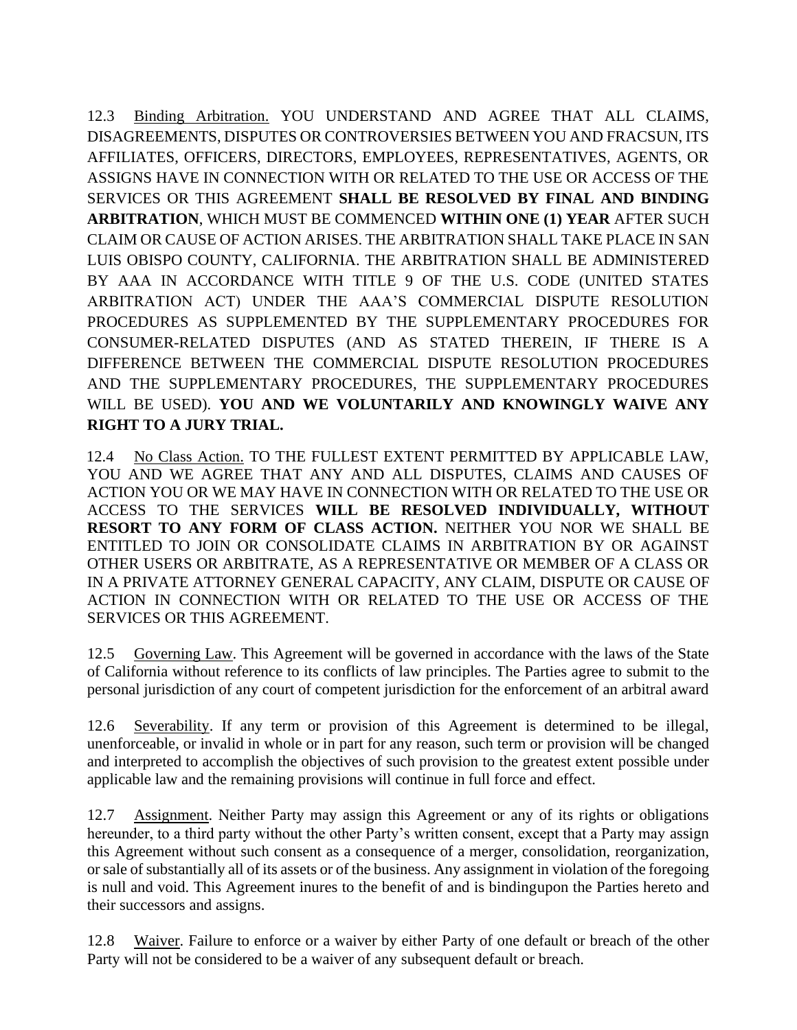12.3 Binding Arbitration. YOU UNDERSTAND AND AGREE THAT ALL CLAIMS, DISAGREEMENTS, DISPUTES OR CONTROVERSIES BETWEEN YOU AND FRACSUN, ITS AFFILIATES, OFFICERS, DIRECTORS, EMPLOYEES, REPRESENTATIVES, AGENTS, OR ASSIGNS HAVE IN CONNECTION WITH OR RELATED TO THE USE OR ACCESS OF THE SERVICES OR THIS AGREEMENT **SHALL BE RESOLVED BY FINAL AND BINDING ARBITRATION**, WHICH MUST BE COMMENCED **WITHIN ONE (1) YEAR** AFTER SUCH CLAIM OR CAUSE OF ACTION ARISES. THE ARBITRATION SHALL TAKE PLACE IN SAN LUIS OBISPO COUNTY, CALIFORNIA. THE ARBITRATION SHALL BE ADMINISTERED BY AAA IN ACCORDANCE WITH TITLE 9 OF THE U.S. CODE (UNITED STATES ARBITRATION ACT) UNDER THE AAA'S COMMERCIAL DISPUTE RESOLUTION PROCEDURES AS SUPPLEMENTED BY THE SUPPLEMENTARY PROCEDURES FOR CONSUMER-RELATED DISPUTES (AND AS STATED THEREIN, IF THERE IS A DIFFERENCE BETWEEN THE COMMERCIAL DISPUTE RESOLUTION PROCEDURES AND THE SUPPLEMENTARY PROCEDURES, THE SUPPLEMENTARY PROCEDURES WILL BE USED). **YOU AND WE VOLUNTARILY AND KNOWINGLY WAIVE ANY RIGHT TO A JURY TRIAL.**

12.4 No Class Action. TO THE FULLEST EXTENT PERMITTED BY APPLICABLE LAW, YOU AND WE AGREE THAT ANY AND ALL DISPUTES, CLAIMS AND CAUSES OF ACTION YOU OR WE MAY HAVE IN CONNECTION WITH OR RELATED TO THE USE OR ACCESS TO THE SERVICES **WILL BE RESOLVED INDIVIDUALLY, WITHOUT RESORT TO ANY FORM OF CLASS ACTION.** NEITHER YOU NOR WE SHALL BE ENTITLED TO JOIN OR CONSOLIDATE CLAIMS IN ARBITRATION BY OR AGAINST OTHER USERS OR ARBITRATE, AS A REPRESENTATIVE OR MEMBER OF A CLASS OR IN A PRIVATE ATTORNEY GENERAL CAPACITY, ANY CLAIM, DISPUTE OR CAUSE OF ACTION IN CONNECTION WITH OR RELATED TO THE USE OR ACCESS OF THE SERVICES OR THIS AGREEMENT.

12.5 Governing Law. This Agreement will be governed in accordance with the laws of the State of California without reference to its conflicts of law principles. The Parties agree to submit to the personal jurisdiction of any court of competent jurisdiction for the enforcement of an arbitral award

12.6 Severability. If any term or provision of this Agreement is determined to be illegal, unenforceable, or invalid in whole or in part for any reason, such term or provision will be changed and interpreted to accomplish the objectives of such provision to the greatest extent possible under applicable law and the remaining provisions will continue in full force and effect.

12.7 Assignment. Neither Party may assign this Agreement or any of its rights or obligations hereunder, to a third party without the other Party's written consent, except that a Party may assign this Agreement without such consent as a consequence of a merger, consolidation, reorganization, or sale of substantially all of its assets or of the business. Any assignment in violation of the foregoing is null and void. This Agreement inures to the benefit of and is bindingupon the Parties hereto and their successors and assigns.

12.8 Waiver. Failure to enforce or a waiver by either Party of one default or breach of the other Party will not be considered to be a waiver of any subsequent default or breach.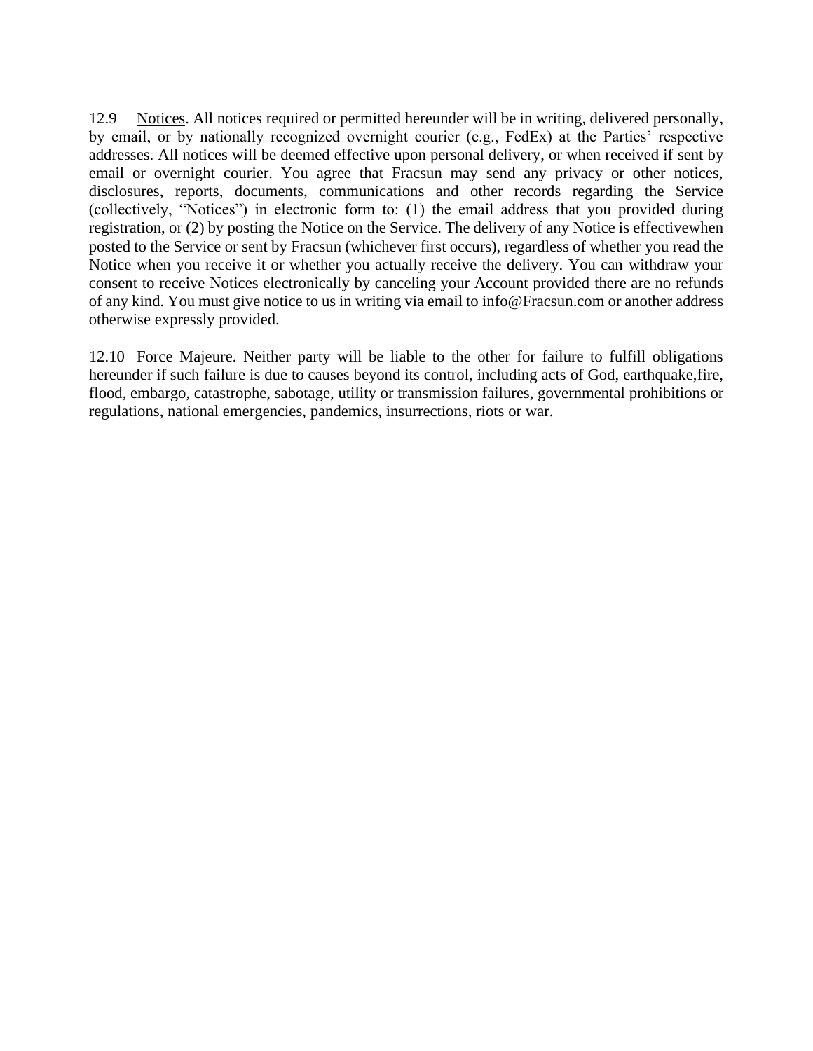12.9 Notices. All notices required or permitted hereunder will be in writing, delivered personally, by email, or by nationally recognized overnight courier (e.g., FedEx) at the Parties' respective addresses. All notices will be deemed effective upon personal delivery, or when received if sent by email or overnight courier. You agree that Fracsun may send any privacy or other notices, disclosures, reports, documents, communications and other records regarding the Service (collectively, "Notices") in electronic form to: (1) the email address that you provided during registration, or (2) by posting the Notice on the Service. The delivery of any Notice is effectivewhen posted to the Service or sent by Fracsun (whichever first occurs), regardless of whether you read the Notice when you receive it or whether you actually receive the delivery. You can withdraw your consent to receive Notices electronically by canceling your Account provided there are no refunds of any kind. You must give notice to us in writing via email to info@Fracsun.com or another address otherwise expressly provided.

12.10 Force Majeure. Neither party will be liable to the other for failure to fulfill obligations hereunder if such failure is due to causes beyond its control, including acts of God, earthquake,fire, flood, embargo, catastrophe, sabotage, utility or transmission failures, governmental prohibitions or regulations, national emergencies, pandemics, insurrections, riots or war.